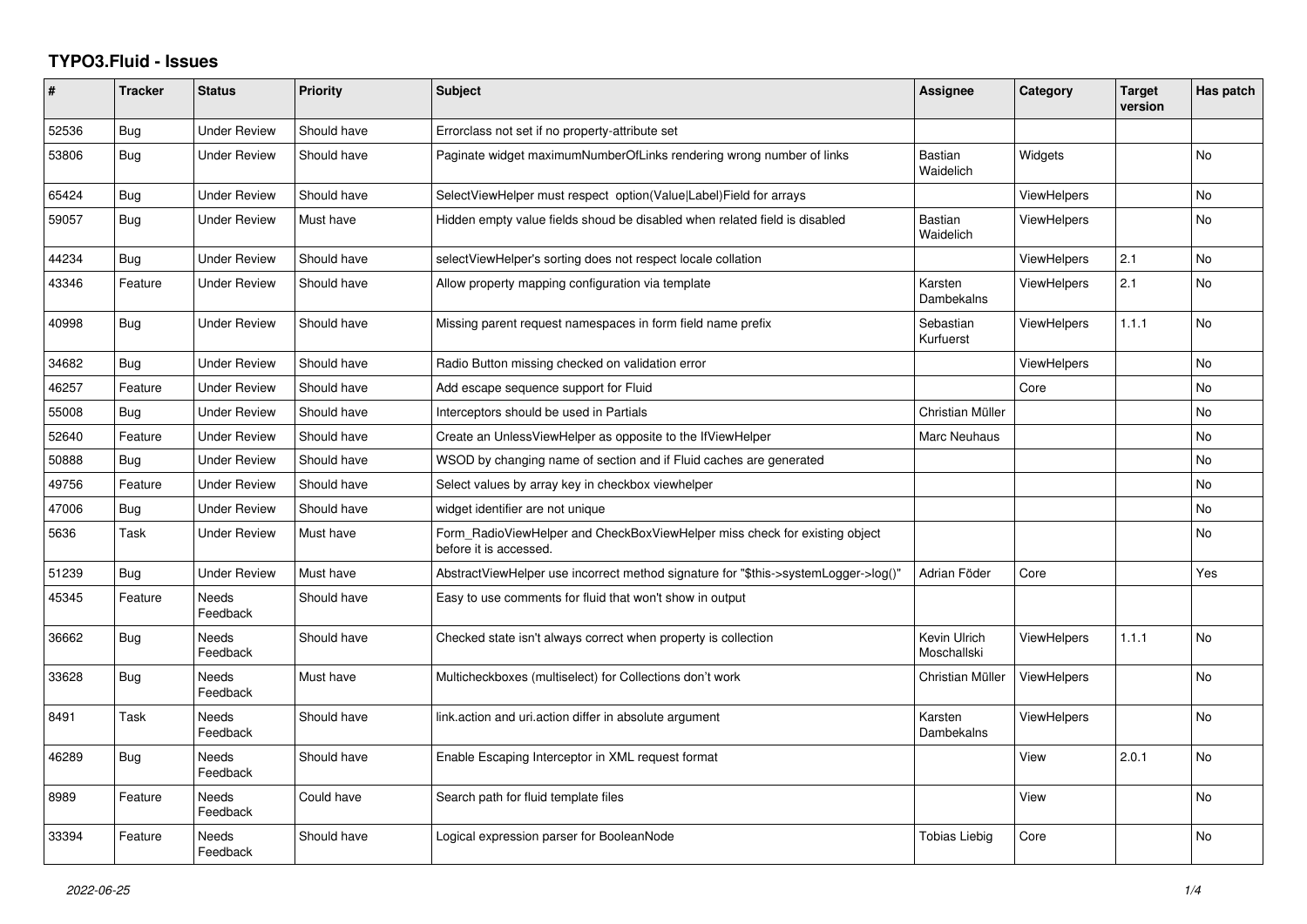# TYPO3.Fluid - Issues

| # | Tracker | Status | Priority | Subject | Assignee | Category | Target version | Has patch |
|---|---|---|---|---|---|---|---|---|
| 52536 | Bug | Under Review | Should have | Errorclass not set if no property-attribute set | | | | |
| 53806 | Bug | Under Review | Should have | Paginate widget maximumNumberOfLinks rendering wrong number of links | Bastian Waidelich | Widgets | | No |
| 65424 | Bug | Under Review | Should have | SelectViewHelper must respect option(Value\|Label)Field for arrays | | ViewHelpers | | No |
| 59057 | Bug | Under Review | Must have | Hidden empty value fields shoud be disabled when related field is disabled | Bastian Waidelich | ViewHelpers | | No |
| 44234 | Bug | Under Review | Should have | selectViewHelper's sorting does not respect locale collation | | ViewHelpers | 2.1 | No |
| 43346 | Feature | Under Review | Should have | Allow property mapping configuration via template | Karsten Dambekalns | ViewHelpers | 2.1 | No |
| 40998 | Bug | Under Review | Should have | Missing parent request namespaces in form field name prefix | Sebastian Kurfuerst | ViewHelpers | 1.1.1 | No |
| 34682 | Bug | Under Review | Should have | Radio Button missing checked on validation error | | ViewHelpers | | No |
| 46257 | Feature | Under Review | Should have | Add escape sequence support for Fluid | | Core | | No |
| 55008 | Bug | Under Review | Should have | Interceptors should be used in Partials | Christian Müller | | | No |
| 52640 | Feature | Under Review | Should have | Create an UnlessViewHelper as opposite to the IfViewHelper | Marc Neuhaus | | | No |
| 50888 | Bug | Under Review | Should have | WSOD by changing name of section and if Fluid caches are generated | | | | No |
| 49756 | Feature | Under Review | Should have | Select values by array key in checkbox viewhelper | | | | No |
| 47006 | Bug | Under Review | Should have | widget identifier are not unique | | | | No |
| 5636 | Task | Under Review | Must have | Form_RadioViewHelper and CheckBoxViewHelper miss check for existing object before it is accessed. | | | | No |
| 51239 | Bug | Under Review | Must have | AbstractViewHelper use incorrect method signature for "$this->systemLogger->log()" | Adrian Föder | Core | | Yes |
| 45345 | Feature | Needs Feedback | Should have | Easy to use comments for fluid that won't show in output | | | | |
| 36662 | Bug | Needs Feedback | Should have | Checked state isn't always correct when property is collection | Kevin Ulrich Moschallski | ViewHelpers | 1.1.1 | No |
| 33628 | Bug | Needs Feedback | Must have | Multicheckboxes (multiselect) for Collections don't work | Christian Müller | ViewHelpers | | No |
| 8491 | Task | Needs Feedback | Should have | link.action and uri.action differ in absolute argument | Karsten Dambekalns | ViewHelpers | | No |
| 46289 | Bug | Needs Feedback | Should have | Enable Escaping Interceptor in XML request format | | View | 2.0.1 | No |
| 8989 | Feature | Needs Feedback | Could have | Search path for fluid template files | | View | | No |
| 33394 | Feature | Needs Feedback | Should have | Logical expression parser for BooleanNode | Tobias Liebig | Core | | No |

2022-06-25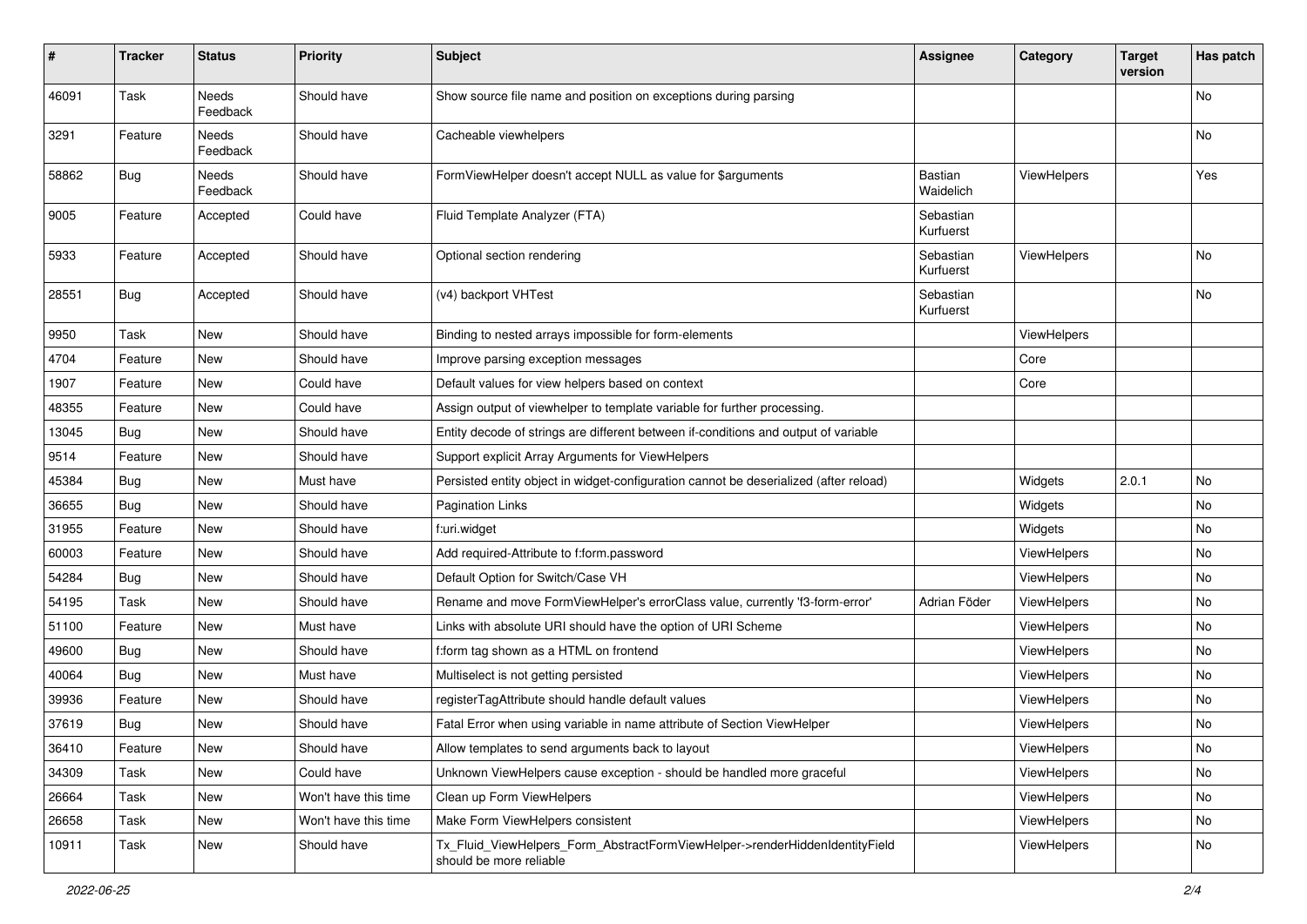| # | Tracker | Status | Priority | Subject | Assignee | Category | Target version | Has patch |
|---|---|---|---|---|---|---|---|---|
| 46091 | Task | Needs Feedback | Should have | Show source file name and position on exceptions during parsing | | | | No |
| 3291 | Feature | Needs Feedback | Should have | Cacheable viewhelpers | | | | No |
| 58862 | Bug | Needs Feedback | Should have | FormViewHelper doesn't accept NULL as value for $arguments | Bastian Waidelich | ViewHelpers | | Yes |
| 9005 | Feature | Accepted | Could have | Fluid Template Analyzer (FTA) | Sebastian Kurfuerst | | | |
| 5933 | Feature | Accepted | Should have | Optional section rendering | Sebastian Kurfuerst | ViewHelpers | | No |
| 28551 | Bug | Accepted | Should have | (v4) backport VHTest | Sebastian Kurfuerst | | | No |
| 9950 | Task | New | Should have | Binding to nested arrays impossible for form-elements | | ViewHelpers | | |
| 4704 | Feature | New | Should have | Improve parsing exception messages | | Core | | |
| 1907 | Feature | New | Could have | Default values for view helpers based on context | | Core | | |
| 48355 | Feature | New | Could have | Assign output of viewhelper to template variable for further processing. | | | | |
| 13045 | Bug | New | Should have | Entity decode of strings are different between if-conditions and output of variable | | | | |
| 9514 | Feature | New | Should have | Support explicit Array Arguments for ViewHelpers | | | | |
| 45384 | Bug | New | Must have | Persisted entity object in widget-configuration cannot be deserialized (after reload) | | Widgets | 2.0.1 | No |
| 36655 | Bug | New | Should have | Pagination Links | | Widgets | | No |
| 31955 | Feature | New | Should have | f:uri.widget | | Widgets | | No |
| 60003 | Feature | New | Should have | Add required-Attribute to f:form.password | | ViewHelpers | | No |
| 54284 | Bug | New | Should have | Default Option for Switch/Case VH | | ViewHelpers | | No |
| 54195 | Task | New | Should have | Rename and move FormViewHelper's errorClass value, currently 'f3-form-error' | Adrian Föder | ViewHelpers | | No |
| 51100 | Feature | New | Must have | Links with absolute URI should have the option of URI Scheme | | ViewHelpers | | No |
| 49600 | Bug | New | Should have | f:form tag shown as a HTML on frontend | | ViewHelpers | | No |
| 40064 | Bug | New | Must have | Multiselect is not getting persisted | | ViewHelpers | | No |
| 39936 | Feature | New | Should have | registerTagAttribute should handle default values | | ViewHelpers | | No |
| 37619 | Bug | New | Should have | Fatal Error when using variable in name attribute of Section ViewHelper | | ViewHelpers | | No |
| 36410 | Feature | New | Should have | Allow templates to send arguments back to layout | | ViewHelpers | | No |
| 34309 | Task | New | Could have | Unknown ViewHelpers cause exception - should be handled more graceful | | ViewHelpers | | No |
| 26664 | Task | New | Won't have this time | Clean up Form ViewHelpers | | ViewHelpers | | No |
| 26658 | Task | New | Won't have this time | Make Form ViewHelpers consistent | | ViewHelpers | | No |
| 10911 | Task | New | Should have | Tx_Fluid_ViewHelpers_Form_AbstractFormViewHelper->renderHiddenIdentityField should be more reliable | | ViewHelpers | | No |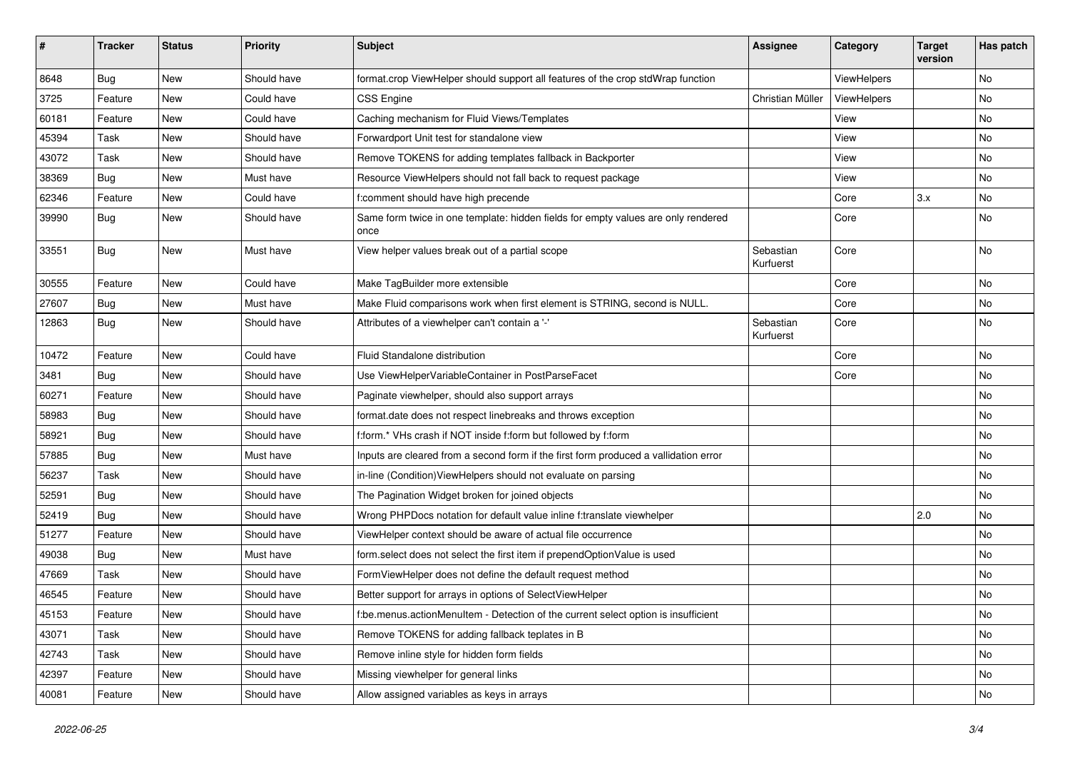| # | Tracker | Status | Priority | Subject | Assignee | Category | Target version | Has patch |
|---|---|---|---|---|---|---|---|---|
| 8648 | Bug | New | Should have | format.crop ViewHelper should support all features of the crop stdWrap function | | ViewHelpers | | No |
| 3725 | Feature | New | Could have | CSS Engine | Christian Müller | ViewHelpers | | No |
| 60181 | Feature | New | Could have | Caching mechanism for Fluid Views/Templates | | View | | No |
| 45394 | Task | New | Should have | Forwardport Unit test for standalone view | | View | | No |
| 43072 | Task | New | Should have | Remove TOKENS for adding templates fallback in Backporter | | View | | No |
| 38369 | Bug | New | Must have | Resource ViewHelpers should not fall back to request package | | View | | No |
| 62346 | Feature | New | Could have | f:comment should have high precende | | Core | 3.x | No |
| 39990 | Bug | New | Should have | Same form twice in one template: hidden fields for empty values are only rendered once | | Core | | No |
| 33551 | Bug | New | Must have | View helper values break out of a partial scope | Sebastian Kurfuerst | Core | | No |
| 30555 | Feature | New | Could have | Make TagBuilder more extensible | | Core | | No |
| 27607 | Bug | New | Must have | Make Fluid comparisons work when first element is STRING, second is NULL. | | Core | | No |
| 12863 | Bug | New | Should have | Attributes of a viewhelper can't contain a '-' | Sebastian Kurfuerst | Core | | No |
| 10472 | Feature | New | Could have | Fluid Standalone distribution | | Core | | No |
| 3481 | Bug | New | Should have | Use ViewHelperVariableContainer in PostParseFacet | | Core | | No |
| 60271 | Feature | New | Should have | Paginate viewhelper, should also support arrays | | | | No |
| 58983 | Bug | New | Should have | format.date does not respect linebreaks and throws exception | | | | No |
| 58921 | Bug | New | Should have | f:form.* VHs crash if NOT inside f:form but followed by f:form | | | | No |
| 57885 | Bug | New | Must have | Inputs are cleared from a second form if the first form produced a vallidation error | | | | No |
| 56237 | Task | New | Should have | in-line (Condition)ViewHelpers should not evaluate on parsing | | | | No |
| 52591 | Bug | New | Should have | The Pagination Widget broken for joined objects | | | | No |
| 52419 | Bug | New | Should have | Wrong PHPDocs notation for default value inline f:translate viewhelper | | | 2.0 | No |
| 51277 | Feature | New | Should have | ViewHelper context should be aware of actual file occurrence | | | | No |
| 49038 | Bug | New | Must have | form.select does not select the first item if prependOptionValue is used | | | | No |
| 47669 | Task | New | Should have | FormViewHelper does not define the default request method | | | | No |
| 46545 | Feature | New | Should have | Better support for arrays in options of SelectViewHelper | | | | No |
| 45153 | Feature | New | Should have | f:be.menus.actionMenuItem - Detection of the current select option is insufficient | | | | No |
| 43071 | Task | New | Should have | Remove TOKENS for adding fallback teplates in B | | | | No |
| 42743 | Task | New | Should have | Remove inline style for hidden form fields | | | | No |
| 42397 | Feature | New | Should have | Missing viewhelper for general links | | | | No |
| 40081 | Feature | New | Should have | Allow assigned variables as keys in arrays | | | | No |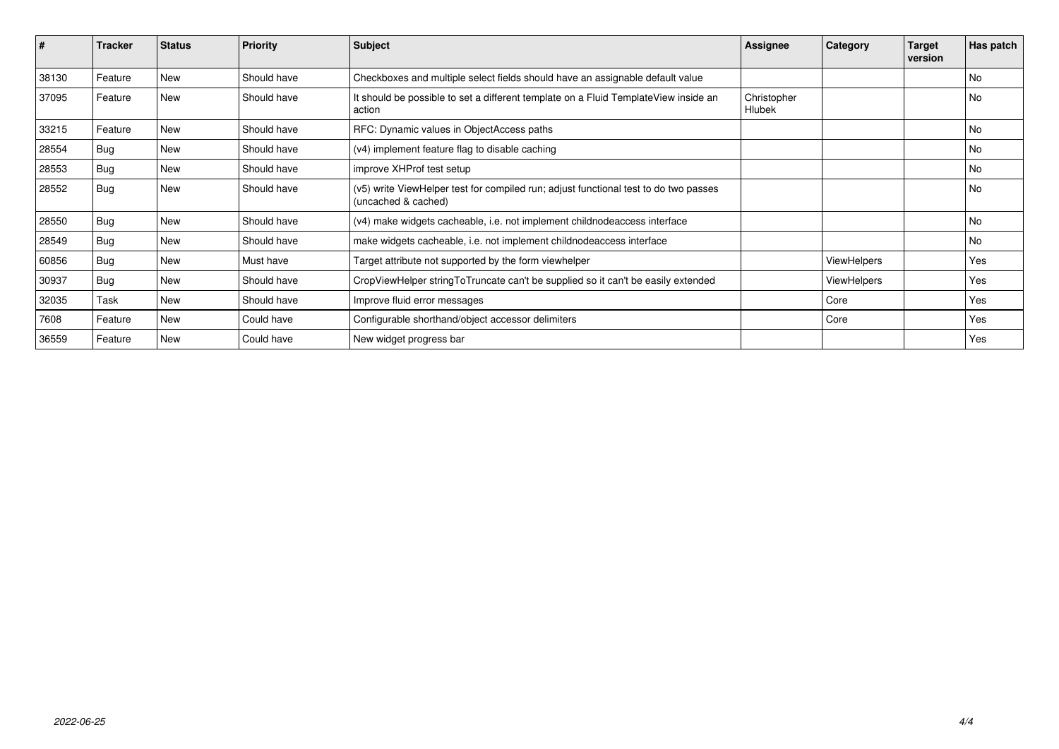| # | Tracker | Status | Priority | Subject | Assignee | Category | Target version | Has patch |
|---|---|---|---|---|---|---|---|---|
| 38130 | Feature | New | Should have | Checkboxes and multiple select fields should have an assignable default value | | | | No |
| 37095 | Feature | New | Should have | It should be possible to set a different template on a Fluid TemplateView inside an action | Christopher Hlubek | | | No |
| 33215 | Feature | New | Should have | RFC: Dynamic values in ObjectAccess paths | | | | No |
| 28554 | Bug | New | Should have | (v4) implement feature flag to disable caching | | | | No |
| 28553 | Bug | New | Should have | improve XHProf test setup | | | | No |
| 28552 | Bug | New | Should have | (v5) write ViewHelper test for compiled run; adjust functional test to do two passes (uncached & cached) | | | | No |
| 28550 | Bug | New | Should have | (v4) make widgets cacheable, i.e. not implement childnodeaccess interface | | | | No |
| 28549 | Bug | New | Should have | make widgets cacheable, i.e. not implement childnodeaccess interface | | | | No |
| 60856 | Bug | New | Must have | Target attribute not supported by the form viewhelper | | ViewHelpers | | Yes |
| 30937 | Bug | New | Should have | CropViewHelper stringToTruncate can't be supplied so it can't be easily extended | | ViewHelpers | | Yes |
| 32035 | Task | New | Should have | Improve fluid error messages | | Core | | Yes |
| 7608 | Feature | New | Could have | Configurable shorthand/object accessor delimiters | | Core | | Yes |
| 36559 | Feature | New | Could have | New widget progress bar | | | | Yes |